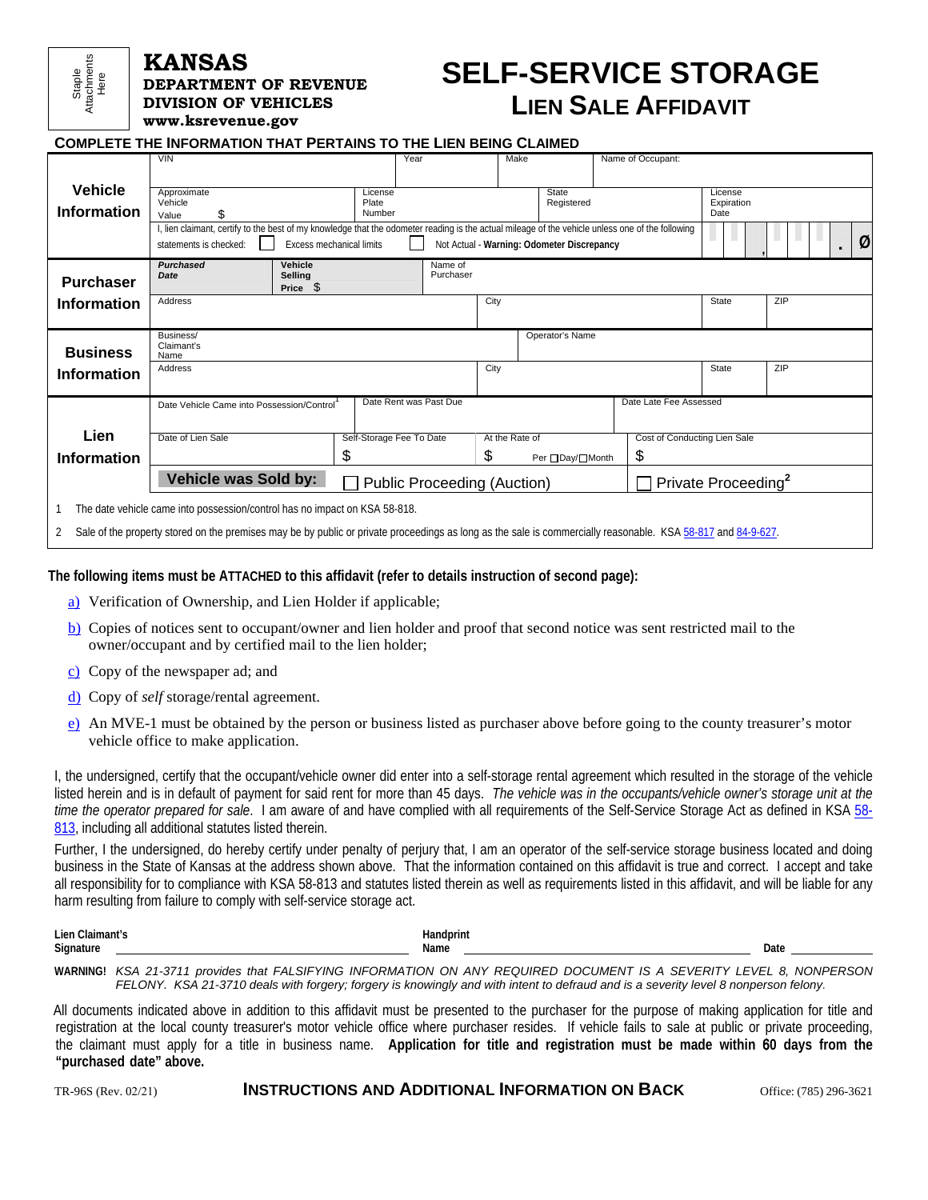Staple Attachments Here

# KANSAS

**DEPARTMENT OF REVENUE**
**DIVISION OF VEHICLES**
**www.ksrevenue.gov**

# SELF-SERVICE STORAGE
## LIEN SALE AFFIDAVIT

**COMPLETE THE INFORMATION THAT PERTAINS TO THE LIEN BEING CLAIMED**

| | | | | |
|---|---|---|---|---|
| **Vehicle Information** | VIN | Year | Make | Name of Occupant: |
| | Approximate Vehicle Value $ | License Plate Number | State Registered | License Expiration Date |
| | I, lien claimant, certify to the best of my knowledge that the odometer reading is the actual mileage of the vehicle unless one of the following statements is checked: ☐ Excess mechanical limits ☐ Not Actual - **Warning: Odometer Discrepancy** | | | , . Ø |
| **Purchaser Information** | ***Purchased Date*** | **Vehicle Selling Price** $ | Name of Purchaser | |
| | Address | City | State | ZIP |
| **Business Information** | Business/ Claimant's Name | | Operator's Name | |
| | Address | City | State | ZIP |
| **Lien Information** | Date Vehicle Came into Possession/Control[1] | Date Rent was Past Due | Date Late Fee Assessed | |
| | Date of Lien Sale | Self-Storage Fee To Date $ | At the Rate of $ Per ☐Day/☐Month | Cost of Conducting Lien Sale $ |
| | **Vehicle was Sold by:** | ☐ Public Proceeding (Auction) | ☐ Private Proceeding[2] | |

1 The date vehicle came into possession/control has no impact on KSA 58-818.

2 Sale of the property stored on the premises may be by public or private proceedings as long as the sale is commercially reasonable. KSA 58-817 and 84-9-627.

**The following items must be ATTACHED to this affidavit (refer to details instruction of second page):**

a) Verification of Ownership, and Lien Holder if applicable;

b) Copies of notices sent to occupant/owner and lien holder and proof that second notice was sent restricted mail to the owner/occupant and by certified mail to the lien holder;

c) Copy of the newspaper ad; and

d) Copy of *self* storage/rental agreement.

e) An MVE-1 must be obtained by the person or business listed as purchaser above before going to the county treasurer's motor vehicle office to make application.

I, the undersigned, certify that the occupant/vehicle owner did enter into a self-storage rental agreement which resulted in the storage of the vehicle listed herein and is in default of payment for said rent for more than 45 days. *The vehicle was in the occupants/vehicle owner's storage unit at the time the operator prepared for sale*. I am aware of and have complied with all requirements of the Self-Service Storage Act as defined in KSA 58-813, including all additional statutes listed therein.

Further, I the undersigned, do hereby certify under penalty of perjury that, I am an operator of the self-service storage business located and doing business in the State of Kansas at the address shown above. That the information contained on this affidavit is true and correct. I accept and take all responsibility for to compliance with KSA 58-813 and statutes listed therein as well as requirements listed in this affidavit, and will be liable for any harm resulting from failure to comply with self-service storage act.

**Lien Claimant's Signature** ______________________ **Handprint Name** ______________________ **Date** __________

**WARNING!** *KSA 21-3711 provides that FALSIFYING INFORMATION ON ANY REQUIRED DOCUMENT IS A SEVERITY LEVEL 8, NONPERSON FELONY. KSA 21-3710 deals with forgery; forgery is knowingly and with intent to defraud and is a severity level 8 nonperson felony.*

All documents indicated above in addition to this affidavit must be presented to the purchaser for the purpose of making application for title and registration at the local county treasurer's motor vehicle office where purchaser resides. If vehicle fails to sale at public or private proceeding, the claimant must apply for a title in business name. **Application for title and registration must be made within 60 days from the "purchased date" above.**

TR-96S (Rev. 02/21) **INSTRUCTIONS AND ADDITIONAL INFORMATION ON BACK** Office: (785) 296-3621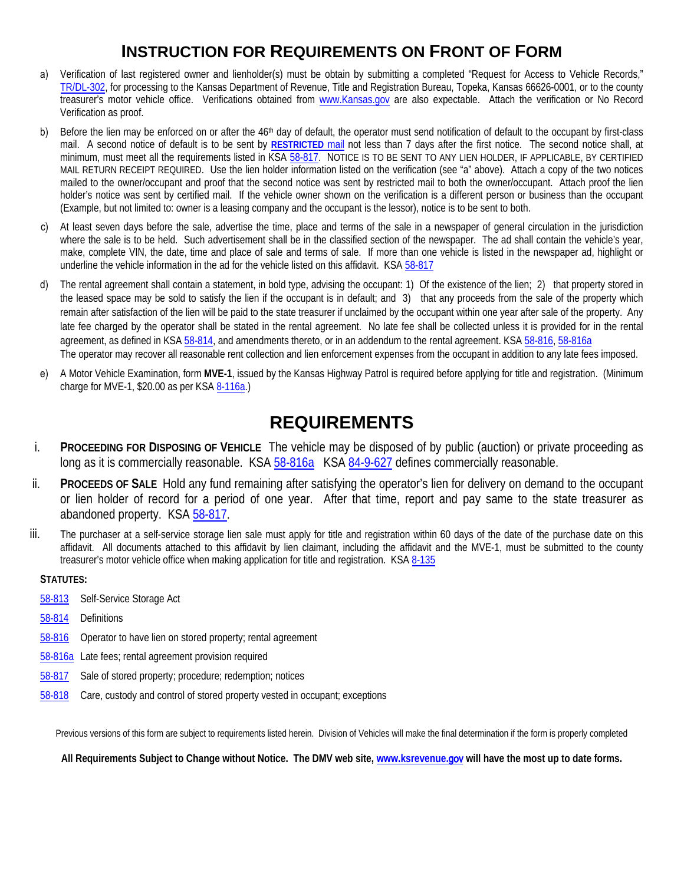# INSTRUCTION FOR REQUIREMENTS ON FRONT OF FORM

a) Verification of last registered owner and lienholder(s) must be obtain by submitting a completed "Request for Access to Vehicle Records," TR/DL-302, for processing to the Kansas Department of Revenue, Title and Registration Bureau, Topeka, Kansas 66626-0001, or to the county treasurer's motor vehicle office. Verifications obtained from www.Kansas.gov are also expectable. Attach the verification or No Record Verification as proof.

b) Before the lien may be enforced on or after the 46th day of default, the operator must send notification of default to the occupant by first-class mail. A second notice of default is to be sent by **RESTRICTED** mail not less than 7 days after the first notice. The second notice shall, at minimum, must meet all the requirements listed in KSA 58-817. NOTICE IS TO BE SENT TO ANY LIEN HOLDER, IF APPLICABLE, BY CERTIFIED MAIL RETURN RECEIPT REQUIRED. Use the lien holder information listed on the verification (see "a" above). Attach a copy of the two notices mailed to the owner/occupant and proof that the second notice was sent by restricted mail to both the owner/occupant. Attach proof the lien holder's notice was sent by certified mail. If the vehicle owner shown on the verification is a different person or business than the occupant (Example, but not limited to: owner is a leasing company and the occupant is the lessor), notice is to be sent to both.

c) At least seven days before the sale, advertise the time, place and terms of the sale in a newspaper of general circulation in the jurisdiction where the sale is to be held. Such advertisement shall be in the classified section of the newspaper. The ad shall contain the vehicle's year, make, complete VIN, the date, time and place of sale and terms of sale. If more than one vehicle is listed in the newspaper ad, highlight or underline the vehicle information in the ad for the vehicle listed on this affidavit. KSA 58-817

d) The rental agreement shall contain a statement, in bold type, advising the occupant: 1) Of the existence of the lien; 2) that property stored in the leased space may be sold to satisfy the lien if the occupant is in default; and 3) that any proceeds from the sale of the property which remain after satisfaction of the lien will be paid to the state treasurer if unclaimed by the occupant within one year after sale of the property. Any late fee charged by the operator shall be stated in the rental agreement. No late fee shall be collected unless it is provided for in the rental agreement, as defined in KSA 58-814, and amendments thereto, or in an addendum to the rental agreement. KSA 58-816, 58-816a
The operator may recover all reasonable rent collection and lien enforcement expenses from the occupant in addition to any late fees imposed.

e) A Motor Vehicle Examination, form **MVE-1**, issued by the Kansas Highway Patrol is required before applying for title and registration. (Minimum charge for MVE-1, $20.00 as per KSA 8-116a.)

# REQUIREMENTS

i. **PROCEEDING FOR DISPOSING OF VEHICLE** The vehicle may be disposed of by public (auction) or private proceeding as long as it is commercially reasonable. KSA 58-816a KSA 84-9-627 defines commercially reasonable.

ii. **PROCEEDS OF SALE** Hold any fund remaining after satisfying the operator's lien for delivery on demand to the occupant or lien holder of record for a period of one year. After that time, report and pay same to the state treasurer as abandoned property. KSA 58-817.

iii. The purchaser at a self-service storage lien sale must apply for title and registration within 60 days of the date of the purchase date on this affidavit. All documents attached to this affidavit by lien claimant, including the affidavit and the MVE-1, must be submitted to the county treasurer's motor vehicle office when making application for title and registration. KSA 8-135

**STATUTES:**

58-813 Self-Service Storage Act

58-814 Definitions

58-816 Operator to have lien on stored property; rental agreement

58-816a Late fees; rental agreement provision required

58-817 Sale of stored property; procedure; redemption; notices

58-818 Care, custody and control of stored property vested in occupant; exceptions

Previous versions of this form are subject to requirements listed herein. Division of Vehicles will make the final determination if the form is properly completed

**All Requirements Subject to Change without Notice. The DMV web site, www.ksrevenue.gov will have the most up to date forms.**